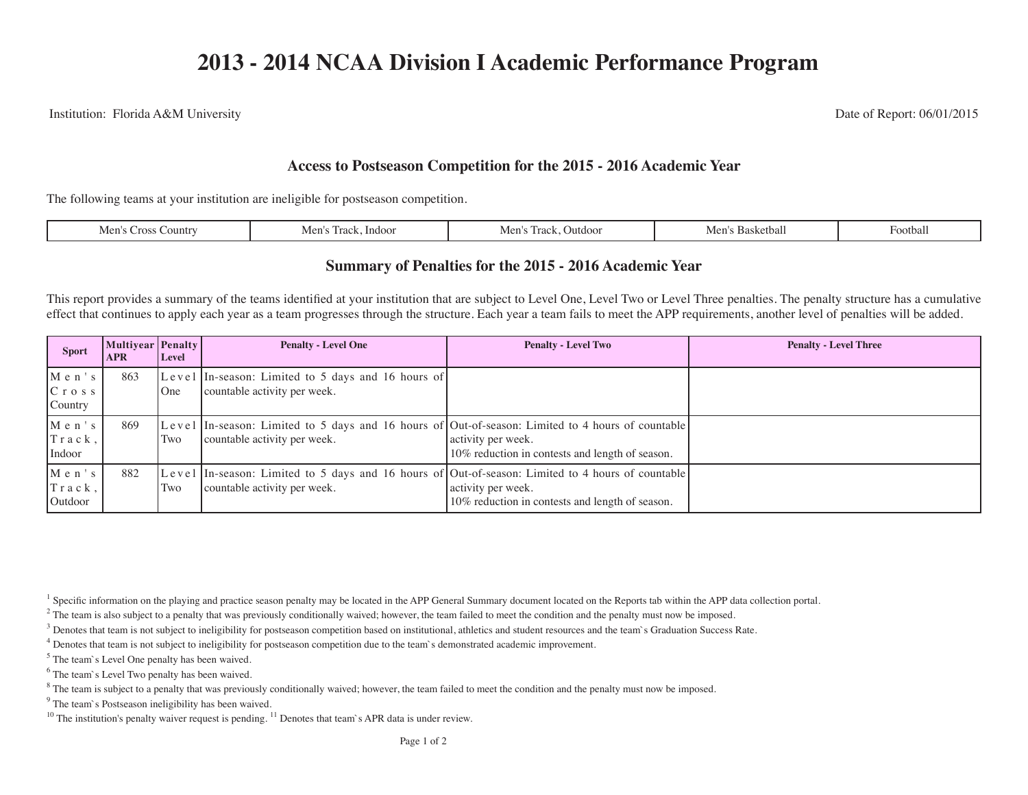# 2013 - 2014 NCAA Division I Academic Performance Program

Institution: Florida A&M University

Date of Report: 06/01/2015

## Access to Postseason Competition for the 2015 - 2016 Academic Year

The following teams at your institution are ineligible for postseason competition.

| Men's Cross Country | Men's Track, Indoor | Men's Track, Outdoor | Men's Basketball | Football |
|---|---|---|---|---|

## Summary of Penalties for the 2015 - 2016 Academic Year

This report provides a summary of the teams identified at your institution that are subject to Level One, Level Two or Level Three penalties. The penalty structure has a cumulative effect that continues to apply each year as a team progresses through the structure. Each year a team fails to meet the APP requirements, another level of penalties will be added.

| Sport | Multiyear APR | Penalty Level | Penalty - Level One | Penalty - Level Two | Penalty - Level Three |
|---|---|---|---|---|---|
| Men's Cross Country | 863 | Level One | In-season: Limited to 5 days and 16 hours of countable activity per week. | | |
| Men's Track, Indoor | 869 | Level Two | In-season: Limited to 5 days and 16 hours of countable activity per week. | Out-of-season: Limited to 4 hours of countable activity per week. 10% reduction in contests and length of season. | |
| Men's Track, Outdoor | 882 | Level Two | In-season: Limited to 5 days and 16 hours of countable activity per week. | Out-of-season: Limited to 4 hours of countable activity per week. 10% reduction in contests and length of season. | |

[1] Specific information on the playing and practice season penalty may be located in the APP General Summary document located on the Reports tab within the APP data collection portal.
[2] The team is also subject to a penalty that was previously conditionally waived; however, the team failed to meet the condition and the penalty must now be imposed.
[3] Denotes that team is not subject to ineligibility for postseason competition based on institutional, athletics and student resources and the team`s Graduation Success Rate.
[4] Denotes that team is not subject to ineligibility for postseason competition due to the team`s demonstrated academic improvement.
[5] The team`s Level One penalty has been waived.
[6] The team`s Level Two penalty has been waived.
[8] The team is subject to a penalty that was previously conditionally waived; however, the team failed to meet the condition and the penalty must now be imposed.
[9] The team`s Postseason ineligibility has been waived.
[10] The institution's penalty waiver request is pending. [11] Denotes that team`s APR data is under review.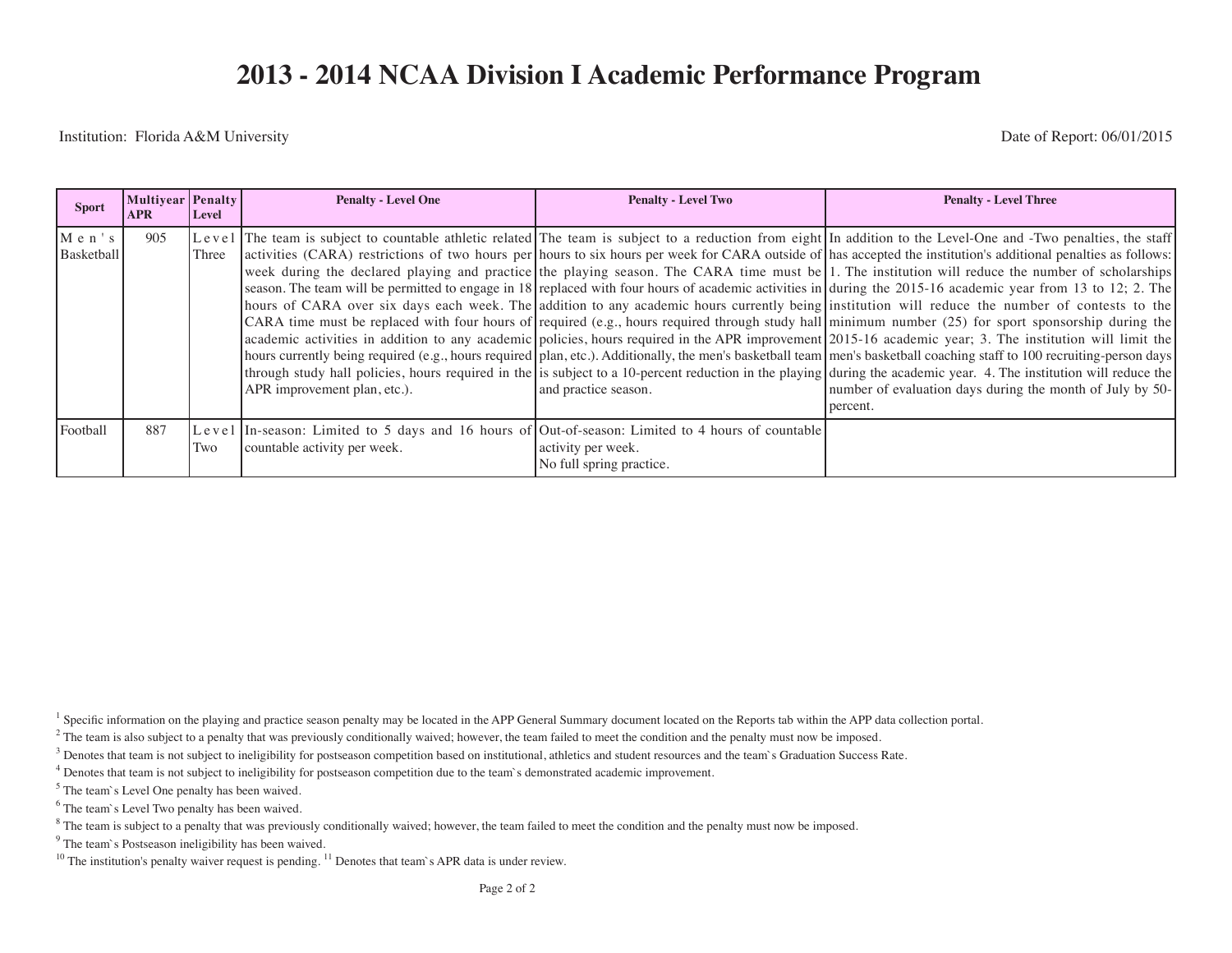# 2013 - 2014 NCAA Division I Academic Performance Program

Institution: Florida A&M University

Date of Report: 06/01/2015

| Sport | Multiyear APR | Penalty Level | Penalty - Level One | Penalty - Level Two | Penalty - Level Three |
|---|---|---|---|---|---|
| Men's Basketball | 905 | Level Three | The team is subject to countable athletic related activities (CARA) restrictions of two hours per week during the declared playing and practice season. The team will be permitted to engage in 18 hours of CARA over six days each week. The CARA time must be replaced with four hours of academic activities in addition to any academic hours currently being required (e.g., hours required through study hall policies, hours required in the APR improvement plan, etc.). | The team is subject to a reduction from eight hours to six hours per week for CARA outside of the playing season. The CARA time must be replaced with four hours of academic activities in addition to any academic hours currently being required (e.g., hours required through study hall policies, hours required in the APR improvement plan, etc.). Additionally, the men's basketball team is subject to a 10-percent reduction in the playing and practice season. | In addition to the Level-One and -Two penalties, the staff has accepted the institution's additional penalties as follows: 1. The institution will reduce the number of scholarships during the 2015-16 academic year from 13 to 12; 2. The institution will reduce the number of contests to the minimum number (25) for sport sponsorship during the 2015-16 academic year; 3. The institution will limit the men's basketball coaching staff to 100 recruiting-person days during the academic year. 4. The institution will reduce the number of evaluation days during the month of July by 50-percent. |
| Football | 887 | Level Two | In-season: Limited to 5 days and 16 hours of countable activity per week. | Out-of-season: Limited to 4 hours of countable activity per week.<br>No full spring practice. | |

[1] Specific information on the playing and practice season penalty may be located in the APP General Summary document located on the Reports tab within the APP data collection portal.

[2] The team is also subject to a penalty that was previously conditionally waived; however, the team failed to meet the condition and the penalty must now be imposed.

[3] Denotes that team is not subject to ineligibility for postseason competition based on institutional, athletics and student resources and the team`s Graduation Success Rate.

[4] Denotes that team is not subject to ineligibility for postseason competition due to the team`s demonstrated academic improvement.

[5] The team`s Level One penalty has been waived.

[6] The team`s Level Two penalty has been waived.

[8] The team is subject to a penalty that was previously conditionally waived; however, the team failed to meet the condition and the penalty must now be imposed.

[9] The team`s Postseason ineligibility has been waived.

[10] The institution's penalty waiver request is pending. [11] Denotes that team`s APR data is under review.